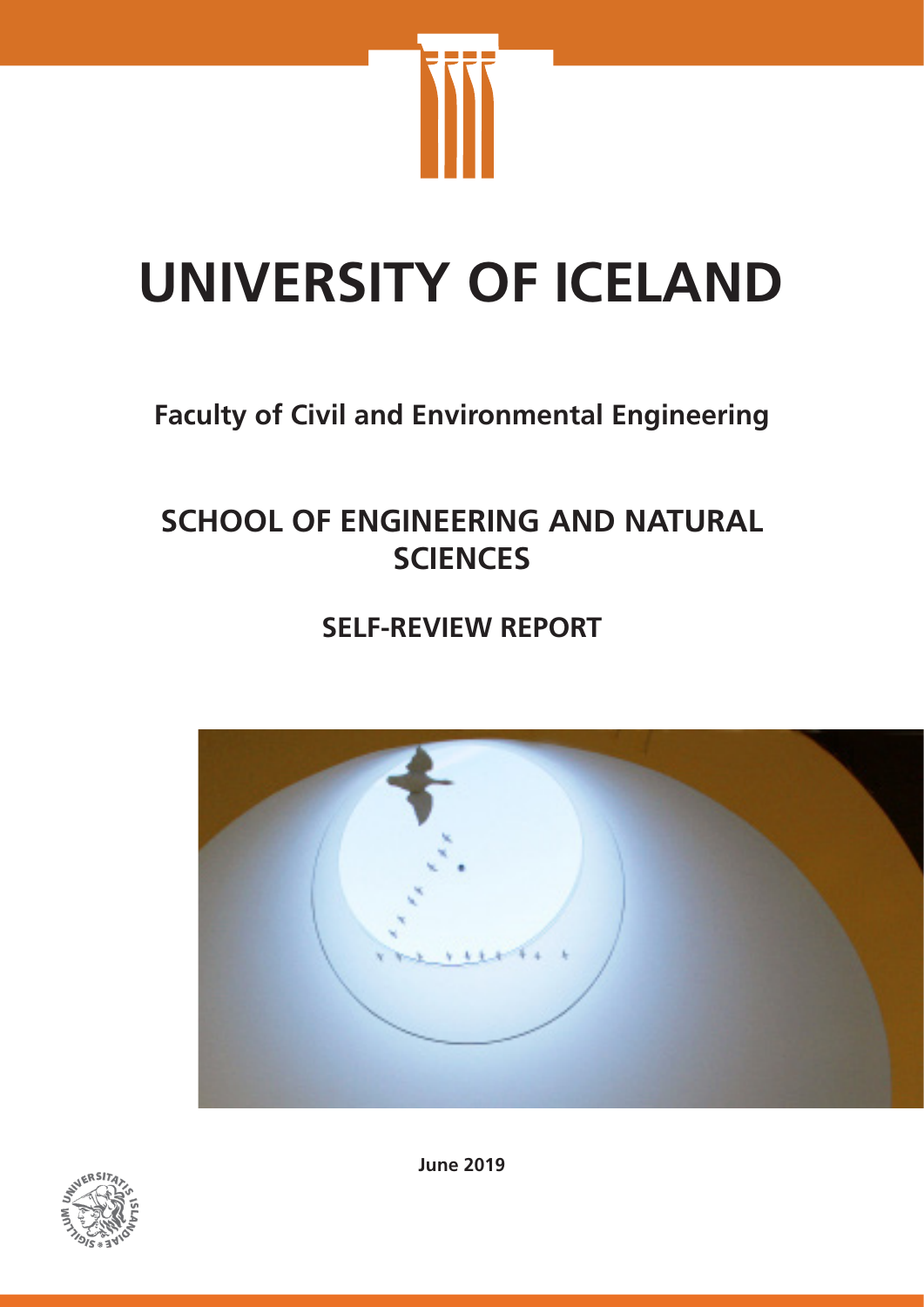# UNIVERSITY OF ICELAND

## Faculty of Civil and Environmental Engineering

## SCHOOL OF ENGINEERING AND NATURAL SCIENCES

## SELF-REVIEW REPORT

**June 2019**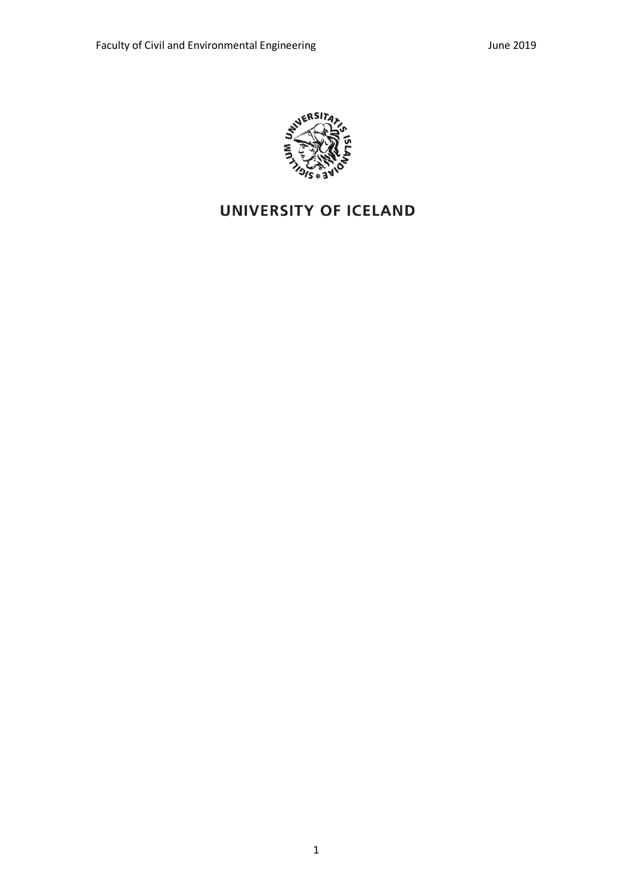UNIVERSITY OF ICELAND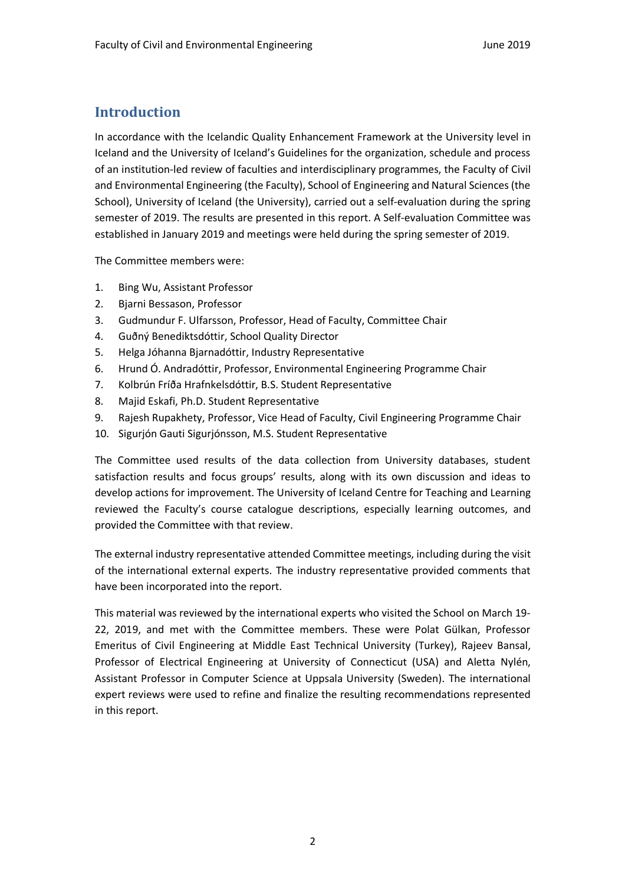## Introduction

In accordance with the Icelandic Quality Enhancement Framework at the University level in Iceland and the University of Iceland's Guidelines for the organization, schedule and process of an institution-led review of faculties and interdisciplinary programmes, the Faculty of Civil and Environmental Engineering (the Faculty), School of Engineering and Natural Sciences (the School), University of Iceland (the University), carried out a self-evaluation during the spring semester of 2019. The results are presented in this report. A Self-evaluation Committee was established in January 2019 and meetings were held during the spring semester of 2019.

The Committee members were:

1. Bing Wu, Assistant Professor
2. Bjarni Bessason, Professor
3. Gudmundur F. Ulfarsson, Professor, Head of Faculty, Committee Chair
4. Guðný Benediktsdóttir, School Quality Director
5. Helga Jóhanna Bjarnadóttir, Industry Representative
6. Hrund Ó. Andradóttir, Professor, Environmental Engineering Programme Chair
7. Kolbrún Fríða Hrafnkelsdóttir, B.S. Student Representative
8. Majid Eskafi, Ph.D. Student Representative
9. Rajesh Rupakhety, Professor, Vice Head of Faculty, Civil Engineering Programme Chair
10. Sigurjón Gauti Sigurjónsson, M.S. Student Representative

The Committee used results of the data collection from University databases, student satisfaction results and focus groups' results, along with its own discussion and ideas to develop actions for improvement. The University of Iceland Centre for Teaching and Learning reviewed the Faculty's course catalogue descriptions, especially learning outcomes, and provided the Committee with that review.

The external industry representative attended Committee meetings, including during the visit of the international external experts. The industry representative provided comments that have been incorporated into the report.

This material was reviewed by the international experts who visited the School on March 19-22, 2019, and met with the Committee members. These were Polat Gülkan, Professor Emeritus of Civil Engineering at Middle East Technical University (Turkey), Rajeev Bansal, Professor of Electrical Engineering at University of Connecticut (USA) and Aletta Nylén, Assistant Professor in Computer Science at Uppsala University (Sweden). The international expert reviews were used to refine and finalize the resulting recommendations represented in this report.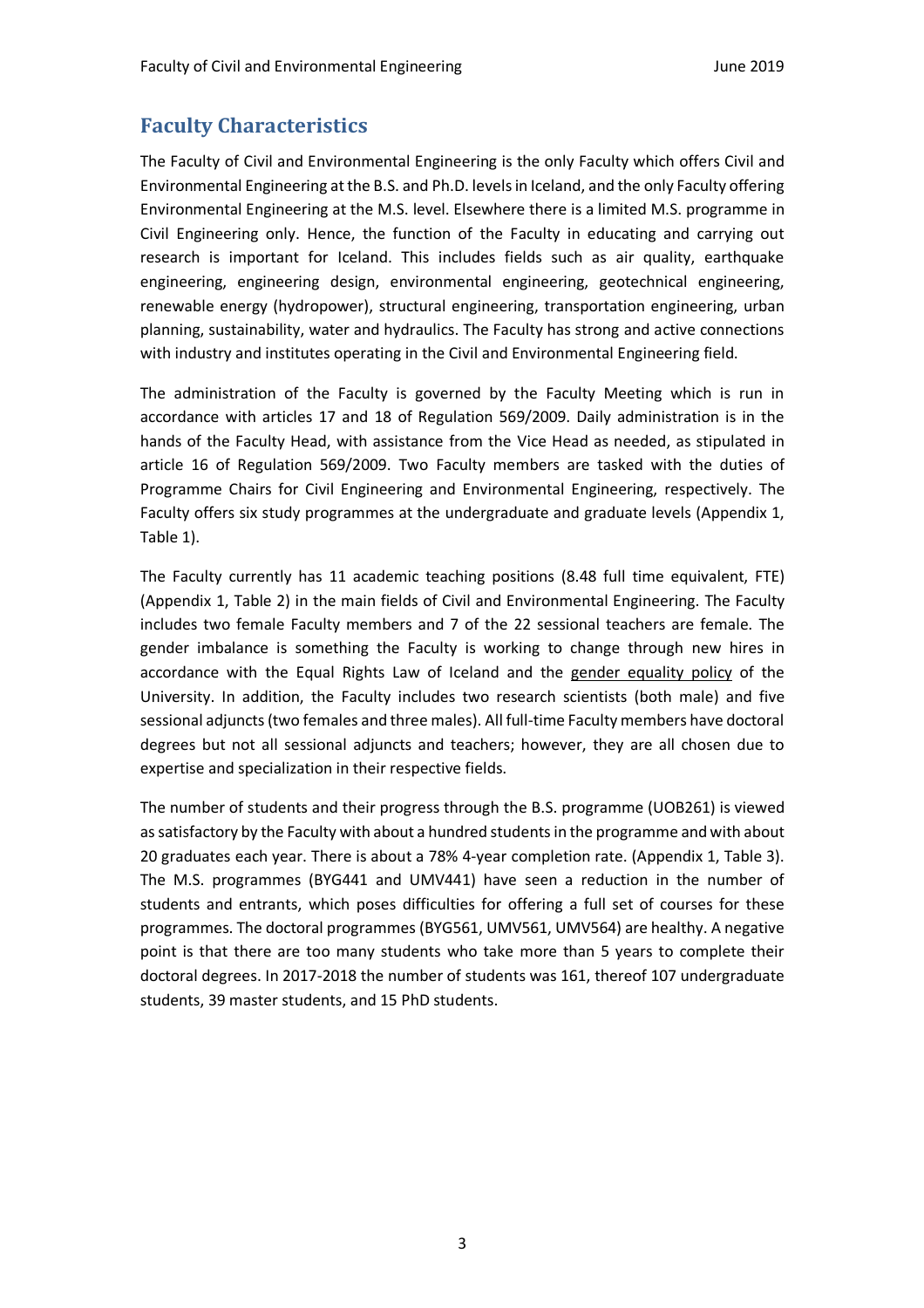## Faculty Characteristics

The Faculty of Civil and Environmental Engineering is the only Faculty which offers Civil and Environmental Engineering at the B.S. and Ph.D. levels in Iceland, and the only Faculty offering Environmental Engineering at the M.S. level. Elsewhere there is a limited M.S. programme in Civil Engineering only. Hence, the function of the Faculty in educating and carrying out research is important for Iceland. This includes fields such as air quality, earthquake engineering, engineering design, environmental engineering, geotechnical engineering, renewable energy (hydropower), structural engineering, transportation engineering, urban planning, sustainability, water and hydraulics. The Faculty has strong and active connections with industry and institutes operating in the Civil and Environmental Engineering field.

The administration of the Faculty is governed by the Faculty Meeting which is run in accordance with articles 17 and 18 of Regulation 569/2009. Daily administration is in the hands of the Faculty Head, with assistance from the Vice Head as needed, as stipulated in article 16 of Regulation 569/2009. Two Faculty members are tasked with the duties of Programme Chairs for Civil Engineering and Environmental Engineering, respectively. The Faculty offers six study programmes at the undergraduate and graduate levels (Appendix 1, Table 1).

The Faculty currently has 11 academic teaching positions (8.48 full time equivalent, FTE) (Appendix 1, Table 2) in the main fields of Civil and Environmental Engineering. The Faculty includes two female Faculty members and 7 of the 22 sessional teachers are female. The gender imbalance is something the Faculty is working to change through new hires in accordance with the Equal Rights Law of Iceland and the gender equality policy of the University. In addition, the Faculty includes two research scientists (both male) and five sessional adjuncts (two females and three males). All full-time Faculty members have doctoral degrees but not all sessional adjuncts and teachers; however, they are all chosen due to expertise and specialization in their respective fields.

The number of students and their progress through the B.S. programme (UOB261) is viewed as satisfactory by the Faculty with about a hundred students in the programme and with about 20 graduates each year. There is about a 78% 4-year completion rate. (Appendix 1, Table 3). The M.S. programmes (BYG441 and UMV441) have seen a reduction in the number of students and entrants, which poses difficulties for offering a full set of courses for these programmes. The doctoral programmes (BYG561, UMV561, UMV564) are healthy. A negative point is that there are too many students who take more than 5 years to complete their doctoral degrees. In 2017-2018 the number of students was 161, thereof 107 undergraduate students, 39 master students, and 15 PhD students.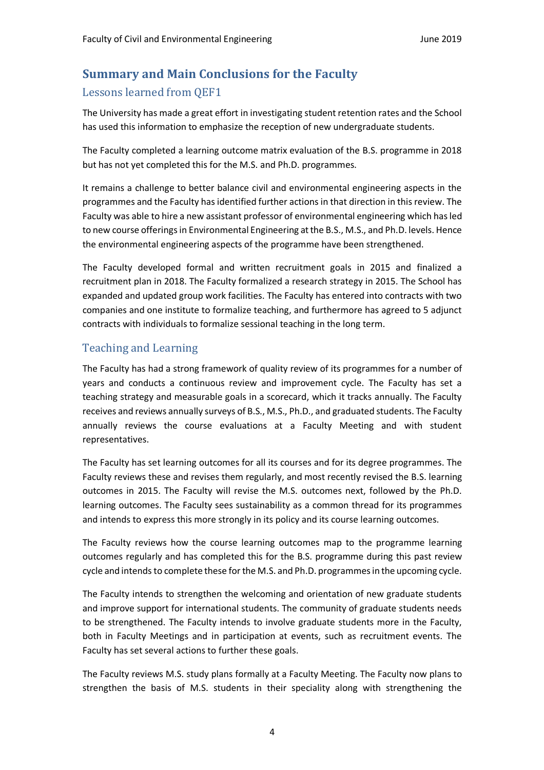# Summary and Main Conclusions for the Faculty

## Lessons learned from QEF1

The University has made a great effort in investigating student retention rates and the School has used this information to emphasize the reception of new undergraduate students.

The Faculty completed a learning outcome matrix evaluation of the B.S. programme in 2018 but has not yet completed this for the M.S. and Ph.D. programmes.

It remains a challenge to better balance civil and environmental engineering aspects in the programmes and the Faculty has identified further actions in that direction in this review. The Faculty was able to hire a new assistant professor of environmental engineering which has led to new course offerings in Environmental Engineering at the B.S., M.S., and Ph.D. levels. Hence the environmental engineering aspects of the programme have been strengthened.

The Faculty developed formal and written recruitment goals in 2015 and finalized a recruitment plan in 2018. The Faculty formalized a research strategy in 2015. The School has expanded and updated group work facilities. The Faculty has entered into contracts with two companies and one institute to formalize teaching, and furthermore has agreed to 5 adjunct contracts with individuals to formalize sessional teaching in the long term.

## Teaching and Learning

The Faculty has had a strong framework of quality review of its programmes for a number of years and conducts a continuous review and improvement cycle. The Faculty has set a teaching strategy and measurable goals in a scorecard, which it tracks annually. The Faculty receives and reviews annually surveys of B.S., M.S., Ph.D., and graduated students. The Faculty annually reviews the course evaluations at a Faculty Meeting and with student representatives.

The Faculty has set learning outcomes for all its courses and for its degree programmes. The Faculty reviews these and revises them regularly, and most recently revised the B.S. learning outcomes in 2015. The Faculty will revise the M.S. outcomes next, followed by the Ph.D. learning outcomes. The Faculty sees sustainability as a common thread for its programmes and intends to express this more strongly in its policy and its course learning outcomes.

The Faculty reviews how the course learning outcomes map to the programme learning outcomes regularly and has completed this for the B.S. programme during this past review cycle and intends to complete these for the M.S. and Ph.D. programmes in the upcoming cycle.

The Faculty intends to strengthen the welcoming and orientation of new graduate students and improve support for international students. The community of graduate students needs to be strengthened. The Faculty intends to involve graduate students more in the Faculty, both in Faculty Meetings and in participation at events, such as recruitment events. The Faculty has set several actions to further these goals.

The Faculty reviews M.S. study plans formally at a Faculty Meeting. The Faculty now plans to strengthen the basis of M.S. students in their speciality along with strengthening the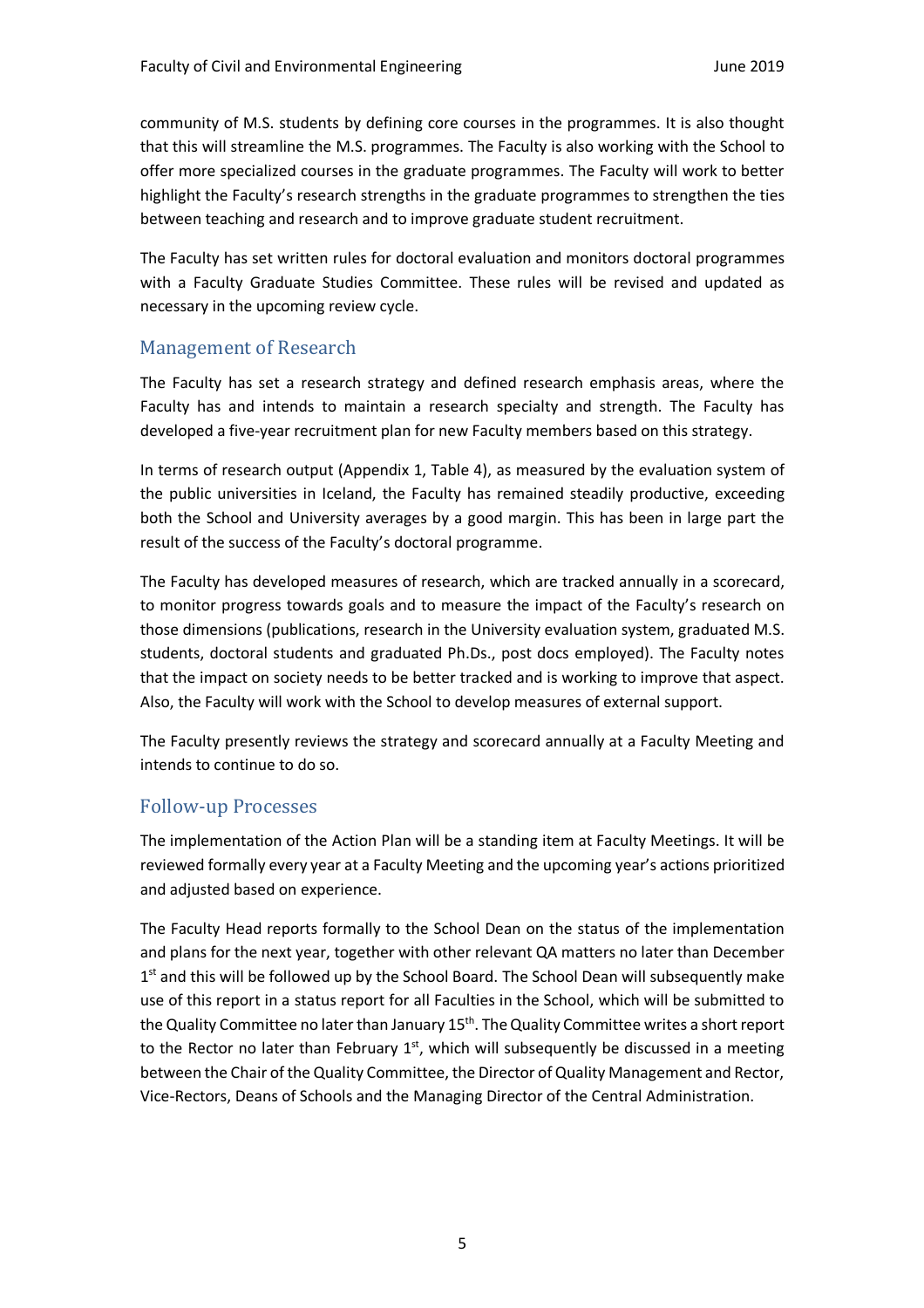community of M.S. students by defining core courses in the programmes. It is also thought that this will streamline the M.S. programmes. The Faculty is also working with the School to offer more specialized courses in the graduate programmes. The Faculty will work to better highlight the Faculty's research strengths in the graduate programmes to strengthen the ties between teaching and research and to improve graduate student recruitment.

The Faculty has set written rules for doctoral evaluation and monitors doctoral programmes with a Faculty Graduate Studies Committee. These rules will be revised and updated as necessary in the upcoming review cycle.

## Management of Research

The Faculty has set a research strategy and defined research emphasis areas, where the Faculty has and intends to maintain a research specialty and strength. The Faculty has developed a five-year recruitment plan for new Faculty members based on this strategy.

In terms of research output (Appendix 1, Table 4), as measured by the evaluation system of the public universities in Iceland, the Faculty has remained steadily productive, exceeding both the School and University averages by a good margin. This has been in large part the result of the success of the Faculty's doctoral programme.

The Faculty has developed measures of research, which are tracked annually in a scorecard, to monitor progress towards goals and to measure the impact of the Faculty's research on those dimensions (publications, research in the University evaluation system, graduated M.S. students, doctoral students and graduated Ph.Ds., post docs employed). The Faculty notes that the impact on society needs to be better tracked and is working to improve that aspect. Also, the Faculty will work with the School to develop measures of external support.

The Faculty presently reviews the strategy and scorecard annually at a Faculty Meeting and intends to continue to do so.

## Follow-up Processes

The implementation of the Action Plan will be a standing item at Faculty Meetings. It will be reviewed formally every year at a Faculty Meeting and the upcoming year's actions prioritized and adjusted based on experience.

The Faculty Head reports formally to the School Dean on the status of the implementation and plans for the next year, together with other relevant QA matters no later than December 1st and this will be followed up by the School Board. The School Dean will subsequently make use of this report in a status report for all Faculties in the School, which will be submitted to the Quality Committee no later than January 15th. The Quality Committee writes a short report to the Rector no later than February 1st, which will subsequently be discussed in a meeting between the Chair of the Quality Committee, the Director of Quality Management and Rector, Vice-Rectors, Deans of Schools and the Managing Director of the Central Administration.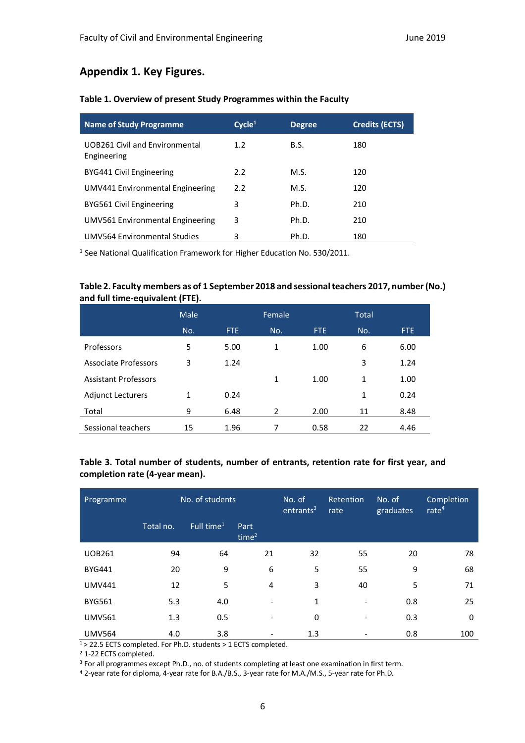## Appendix 1. Key Figures.

**Table 1. Overview of present Study Programmes within the Faculty**

| Name of Study Programme | Cycle[1] | Degree | Credits (ECTS) |
|---|---|---|---|
| UOB261 Civil and Environmental Engineering | 1.2 | B.S. | 180 |
| BYG441 Civil Engineering | 2.2 | M.S. | 120 |
| UMV441 Environmental Engineering | 2.2 | M.S. | 120 |
| BYG561 Civil Engineering | 3 | Ph.D. | 210 |
| UMV561 Environmental Engineering | 3 | Ph.D. | 210 |
| UMV564 Environmental Studies | 3 | Ph.D. | 180 |

[1] See National Qualification Framework for Higher Education No. 530/2011.

**Table 2. Faculty members as of 1 September 2018 and sessional teachers 2017, number (No.) and full time-equivalent (FTE).**

| | Male | | Female | | Total | |
|---|---|---|---|---|---|---|
| | No. | FTE | No. | FTE | No. | FTE |
| Professors | 5 | 5.00 | 1 | 1.00 | 6 | 6.00 |
| Associate Professors | 3 | 1.24 | | | 3 | 1.24 |
| Assistant Professors | | | 1 | 1.00 | 1 | 1.00 |
| Adjunct Lecturers | 1 | 0.24 | | | 1 | 0.24 |
| Total | 9 | 6.48 | 2 | 2.00 | 11 | 8.48 |
| Sessional teachers | 15 | 1.96 | 7 | 0.58 | 22 | 4.46 |

**Table 3. Total number of students, number of entrants, retention rate for first year, and completion rate (4-year mean).**

| Programme | No. of students | | | No. of entrants[3] | Retention rate | No. of graduates | Completion rate[4] |
|---|---|---|---|---|---|---|---|
| | Total no. | Full time[1] | Part time[2] | | | | |
| UOB261 | 94 | 64 | 21 | 32 | 55 | 20 | 78 |
| BYG441 | 20 | 9 | 6 | 5 | 55 | 9 | 68 |
| UMV441 | 12 | 5 | 4 | 3 | 40 | 5 | 71 |
| BYG561 | 5.3 | 4.0 | - | 1 | - | 0.8 | 25 |
| UMV561 | 1.3 | 0.5 | - | 0 | - | 0.3 | 0 |
| UMV564 | 4.0 | 3.8 | - | 1.3 | - | 0.8 | 100 |

[1] > 22.5 ECTS completed. For Ph.D. students > 1 ECTS completed.

[2] 1-22 ECTS completed.

[3] For all programmes except Ph.D., no. of students completing at least one examination in first term.

[4] 2-year rate for diploma, 4-year rate for B.A./B.S., 3-year rate for M.A./M.S., 5-year rate for Ph.D.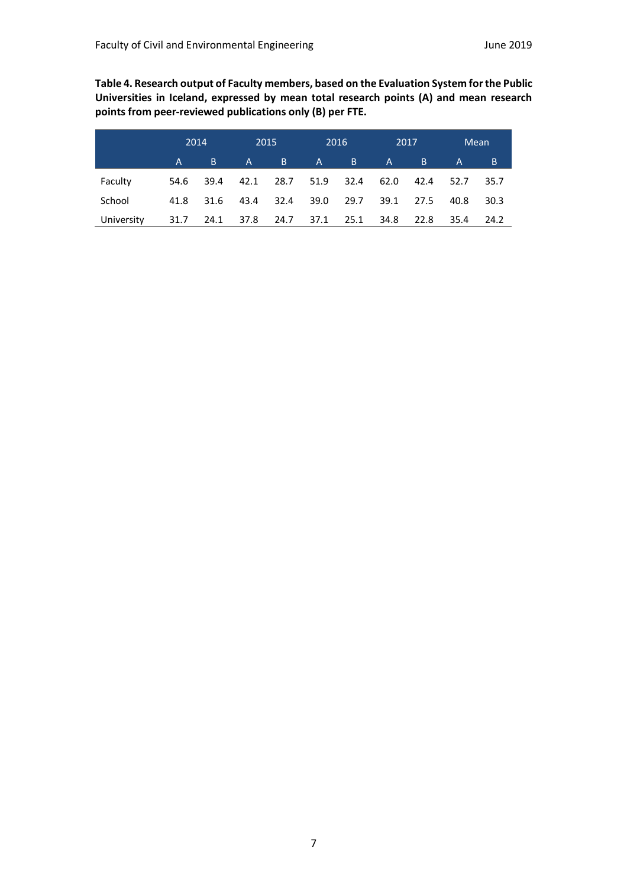**Table 4. Research output of Faculty members, based on the Evaluation System for the Public Universities in Iceland, expressed by mean total research points (A) and mean research points from peer-reviewed publications only (B) per FTE.**

| | 2014 | | 2015 | | 2016 | | 2017 | | Mean | |
|---|---|---|---|---|---|---|---|---|---|---|
| | A | B | A | B | A | B | A | B | A | B |
| Faculty | 54.6 | 39.4 | 42.1 | 28.7 | 51.9 | 32.4 | 62.0 | 42.4 | 52.7 | 35.7 |
| School | 41.8 | 31.6 | 43.4 | 32.4 | 39.0 | 29.7 | 39.1 | 27.5 | 40.8 | 30.3 |
| University | 31.7 | 24.1 | 37.8 | 24.7 | 37.1 | 25.1 | 34.8 | 22.8 | 35.4 | 24.2 |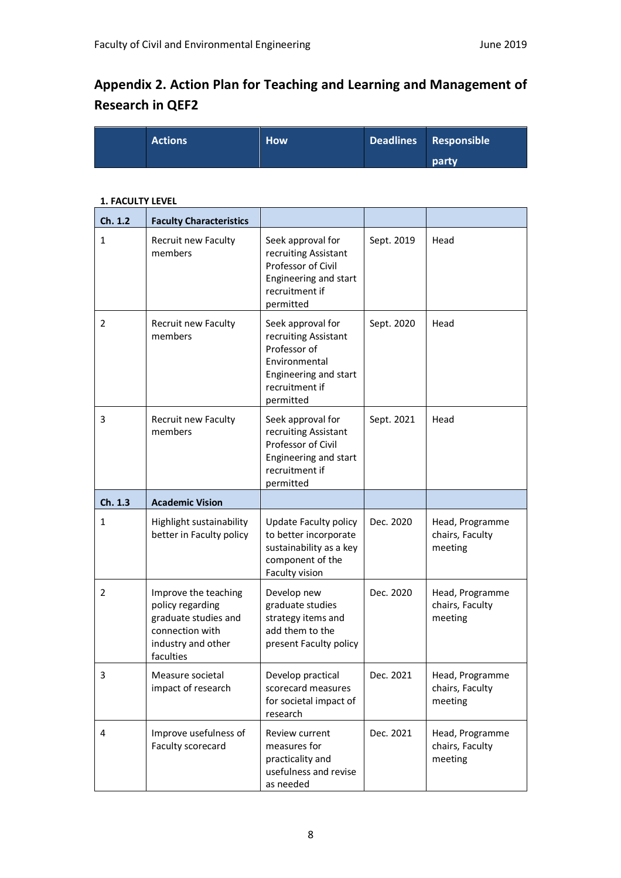## Appendix 2. Action Plan for Teaching and Learning and Management of Research in QEF2

| | Actions | How | Deadlines | Responsible party |
|---|---|---|---|---|

**1. FACULTY LEVEL**

| Ch. 1.2 | Faculty Characteristics | | | |
|---|---|---|---|---|
| 1 | Recruit new Faculty members | Seek approval for recruiting Assistant Professor of Civil Engineering and start recruitment if permitted | Sept. 2019 | Head |
| 2 | Recruit new Faculty members | Seek approval for recruiting Assistant Professor of Environmental Engineering and start recruitment if permitted | Sept. 2020 | Head |
| 3 | Recruit new Faculty members | Seek approval for recruiting Assistant Professor of Civil Engineering and start recruitment if permitted | Sept. 2021 | Head |
| **Ch. 1.3** | **Academic Vision** | | | |
| 1 | Highlight sustainability better in Faculty policy | Update Faculty policy to better incorporate sustainability as a key component of the Faculty vision | Dec. 2020 | Head, Programme chairs, Faculty meeting |
| 2 | Improve the teaching policy regarding graduate studies and connection with industry and other faculties | Develop new graduate studies strategy items and add them to the present Faculty policy | Dec. 2020 | Head, Programme chairs, Faculty meeting |
| 3 | Measure societal impact of research | Develop practical scorecard measures for societal impact of research | Dec. 2021 | Head, Programme chairs, Faculty meeting |
| 4 | Improve usefulness of Faculty scorecard | Review current measures for practicality and usefulness and revise as needed | Dec. 2021 | Head, Programme chairs, Faculty meeting |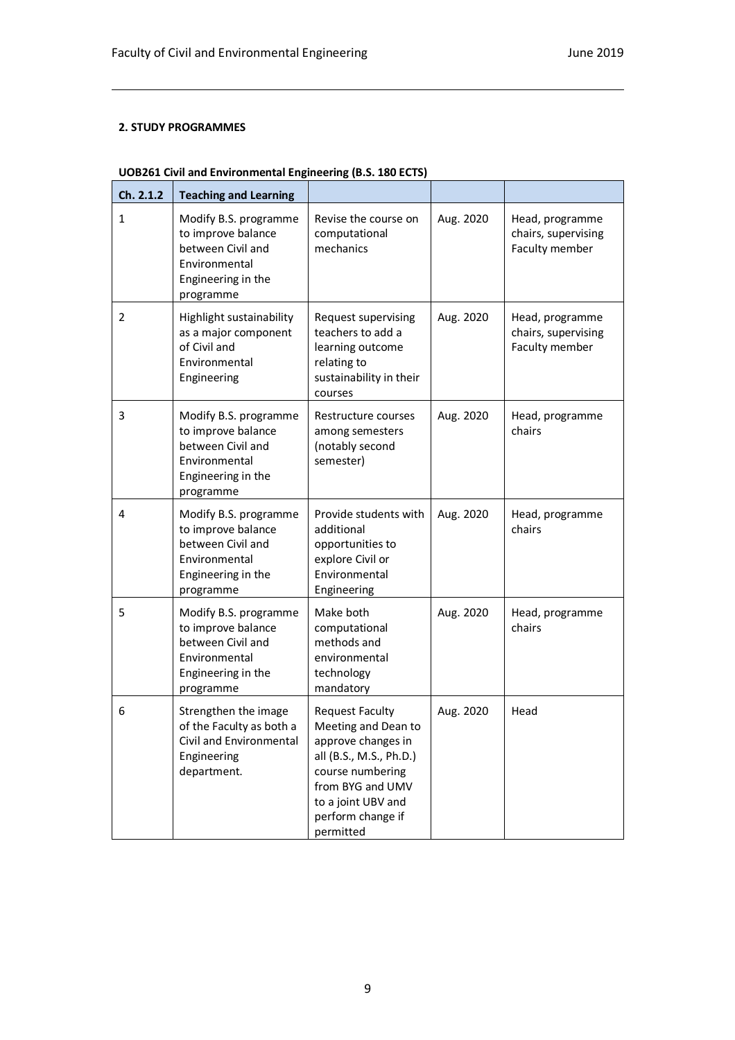## 2. STUDY PROGRAMMES

**UOB261 Civil and Environmental Engineering (B.S. 180 ECTS)**

| Ch. 2.1.2 | Teaching and Learning | | | |
|---|---|---|---|---|
| 1 | Modify B.S. programme to improve balance between Civil and Environmental Engineering in the programme | Revise the course on computational mechanics | Aug. 2020 | Head, programme chairs, supervising Faculty member |
| 2 | Highlight sustainability as a major component of Civil and Environmental Engineering | Request supervising teachers to add a learning outcome relating to sustainability in their courses | Aug. 2020 | Head, programme chairs, supervising Faculty member |
| 3 | Modify B.S. programme to improve balance between Civil and Environmental Engineering in the programme | Restructure courses among semesters (notably second semester) | Aug. 2020 | Head, programme chairs |
| 4 | Modify B.S. programme to improve balance between Civil and Environmental Engineering in the programme | Provide students with additional opportunities to explore Civil or Environmental Engineering | Aug. 2020 | Head, programme chairs |
| 5 | Modify B.S. programme to improve balance between Civil and Environmental Engineering in the programme | Make both computational methods and environmental technology mandatory | Aug. 2020 | Head, programme chairs |
| 6 | Strengthen the image of the Faculty as both a Civil and Environmental Engineering department. | Request Faculty Meeting and Dean to approve changes in all (B.S., M.S., Ph.D.) course numbering from BYG and UMV to a joint UBV and perform change if permitted | Aug. 2020 | Head |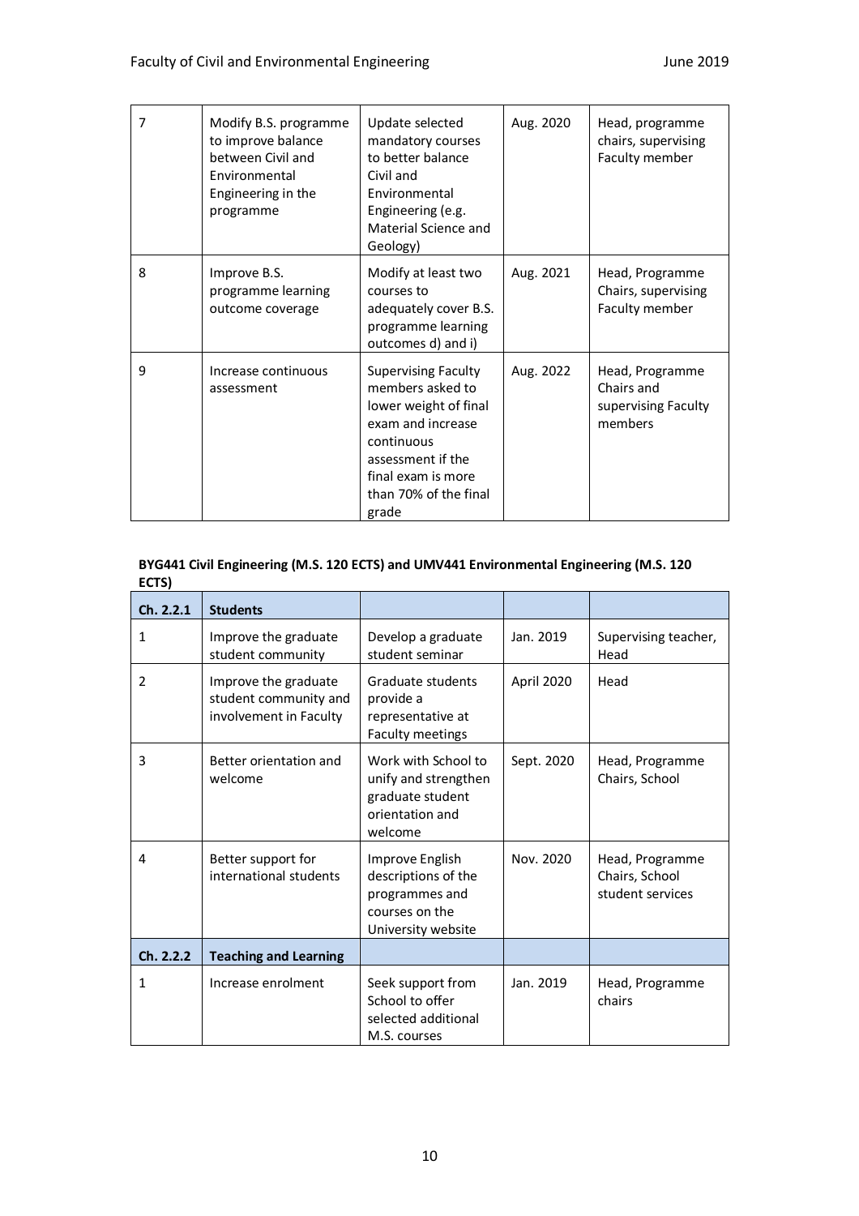| | | | | |
|---|---|---|---|---|
| 7 | Modify B.S. programme to improve balance between Civil and Environmental Engineering in the programme | Update selected mandatory courses to better balance Civil and Environmental Engineering (e.g. Material Science and Geology) | Aug. 2020 | Head, programme chairs, supervising Faculty member |
| 8 | Improve B.S. programme learning outcome coverage | Modify at least two courses to adequately cover B.S. programme learning outcomes d) and i) | Aug. 2021 | Head, Programme Chairs, supervising Faculty member |
| 9 | Increase continuous assessment | Supervising Faculty members asked to lower weight of final exam and increase continuous assessment if the final exam is more than 70% of the final grade | Aug. 2022 | Head, Programme Chairs and supervising Faculty members |

**BYG441 Civil Engineering (M.S. 120 ECTS) and UMV441 Environmental Engineering (M.S. 120 ECTS)**

| Ch. 2.2.1 | Students | | | |
|---|---|---|---|---|
| 1 | Improve the graduate student community | Develop a graduate student seminar | Jan. 2019 | Supervising teacher, Head |
| 2 | Improve the graduate student community and involvement in Faculty | Graduate students provide a representative at Faculty meetings | April 2020 | Head |
| 3 | Better orientation and welcome | Work with School to unify and strengthen graduate student orientation and welcome | Sept. 2020 | Head, Programme Chairs, School |
| 4 | Better support for international students | Improve English descriptions of the programmes and courses on the University website | Nov. 2020 | Head, Programme Chairs, School student services |
| **Ch. 2.2.2** | **Teaching and Learning** | | | |
| 1 | Increase enrolment | Seek support from School to offer selected additional M.S. courses | Jan. 2019 | Head, Programme chairs |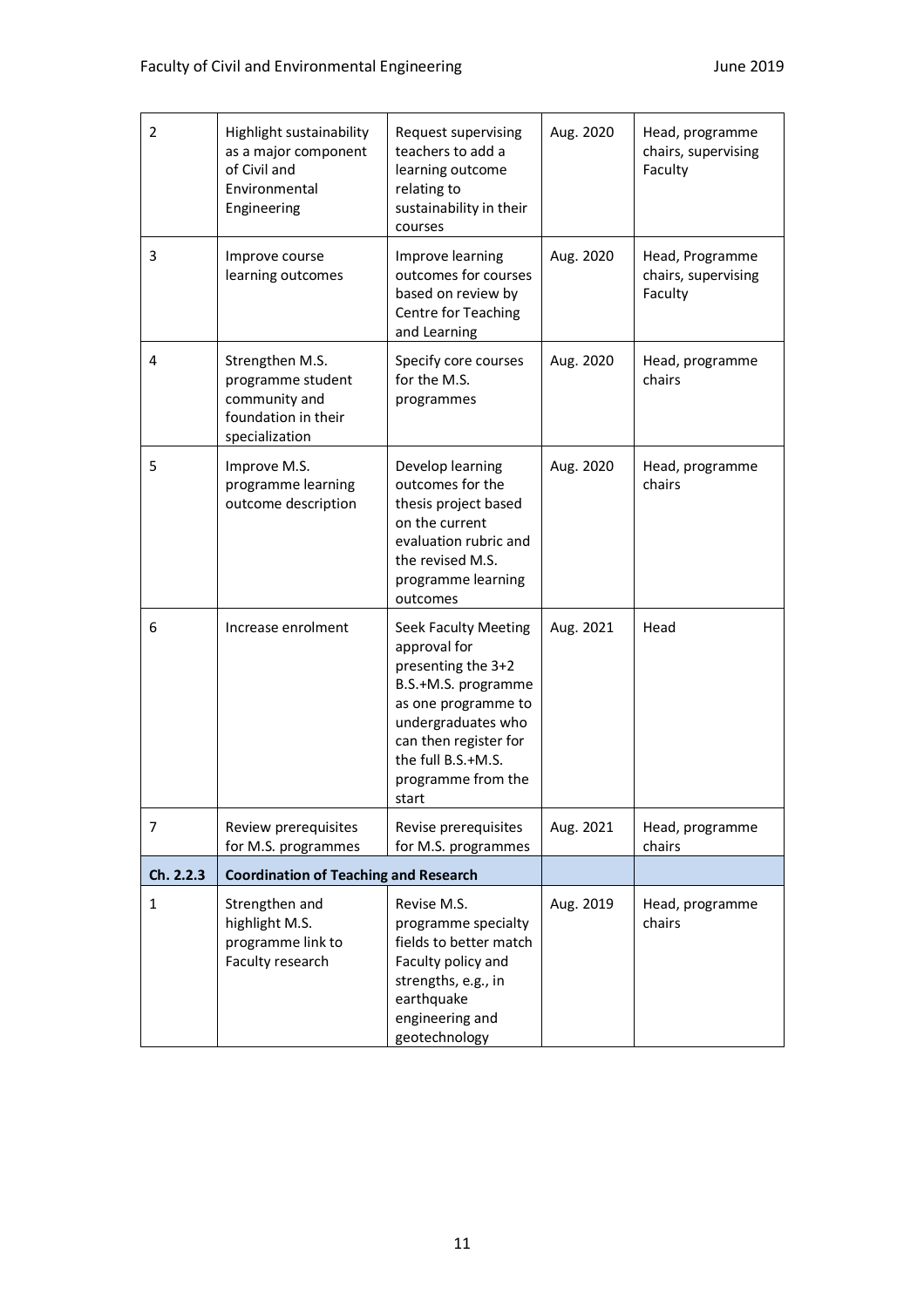| | | | | |
|---|---|---|---|---|
| 2 | Highlight sustainability as a major component of Civil and Environmental Engineering | Request supervising teachers to add a learning outcome relating to sustainability in their courses | Aug. 2020 | Head, programme chairs, supervising Faculty |
| 3 | Improve course learning outcomes | Improve learning outcomes for courses based on review by Centre for Teaching and Learning | Aug. 2020 | Head, Programme chairs, supervising Faculty |
| 4 | Strengthen M.S. programme student community and foundation in their specialization | Specify core courses for the M.S. programmes | Aug. 2020 | Head, programme chairs |
| 5 | Improve M.S. programme learning outcome description | Develop learning outcomes for the thesis project based on the current evaluation rubric and the revised M.S. programme learning outcomes | Aug. 2020 | Head, programme chairs |
| 6 | Increase enrolment | Seek Faculty Meeting approval for presenting the 3+2 B.S.+M.S. programme as one programme to undergraduates who can then register for the full B.S.+M.S. programme from the start | Aug. 2021 | Head |
| 7 | Review prerequisites for M.S. programmes | Revise prerequisites for M.S. programmes | Aug. 2021 | Head, programme chairs |
| **Ch. 2.2.3** | **Coordination of Teaching and Research** | | | |
| 1 | Strengthen and highlight M.S. programme link to Faculty research | Revise M.S. programme specialty fields to better match Faculty policy and strengths, e.g., in earthquake engineering and geotechnology | Aug. 2019 | Head, programme chairs |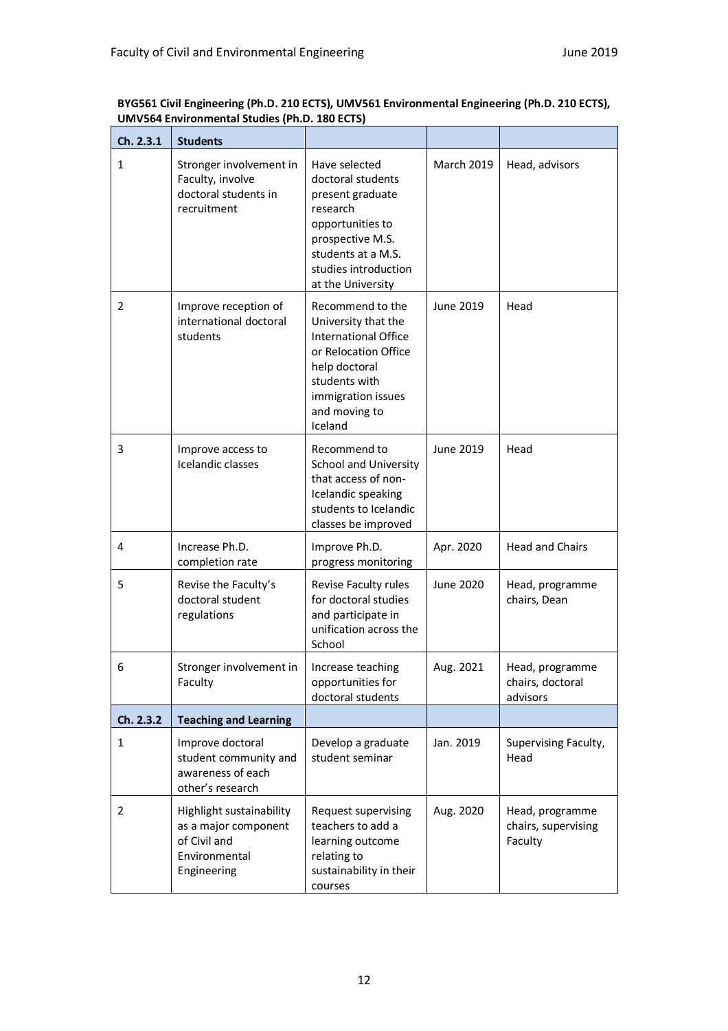**BYG561 Civil Engineering (Ph.D. 210 ECTS), UMV561 Environmental Engineering (Ph.D. 210 ECTS), UMV564 Environmental Studies (Ph.D. 180 ECTS)**

| Ch. 2.3.1 | Students | | | |
|---|---|---|---|---|
| 1 | Stronger involvement in Faculty, involve doctoral students in recruitment | Have selected doctoral students present graduate research opportunities to prospective M.S. students at a M.S. studies introduction at the University | March 2019 | Head, advisors |
| 2 | Improve reception of international doctoral students | Recommend to the University that the International Office or Relocation Office help doctoral students with immigration issues and moving to Iceland | June 2019 | Head |
| 3 | Improve access to Icelandic classes | Recommend to School and University that access of non-Icelandic speaking students to Icelandic classes be improved | June 2019 | Head |
| 4 | Increase Ph.D. completion rate | Improve Ph.D. progress monitoring | Apr. 2020 | Head and Chairs |
| 5 | Revise the Faculty's doctoral student regulations | Revise Faculty rules for doctoral studies and participate in unification across the School | June 2020 | Head, programme chairs, Dean |
| 6 | Stronger involvement in Faculty | Increase teaching opportunities for doctoral students | Aug. 2021 | Head, programme chairs, doctoral advisors |
| **Ch. 2.3.2** | **Teaching and Learning** | | | |
| 1 | Improve doctoral student community and awareness of each other's research | Develop a graduate student seminar | Jan. 2019 | Supervising Faculty, Head |
| 2 | Highlight sustainability as a major component of Civil and Environmental Engineering | Request supervising teachers to add a learning outcome relating to sustainability in their courses | Aug. 2020 | Head, programme chairs, supervising Faculty |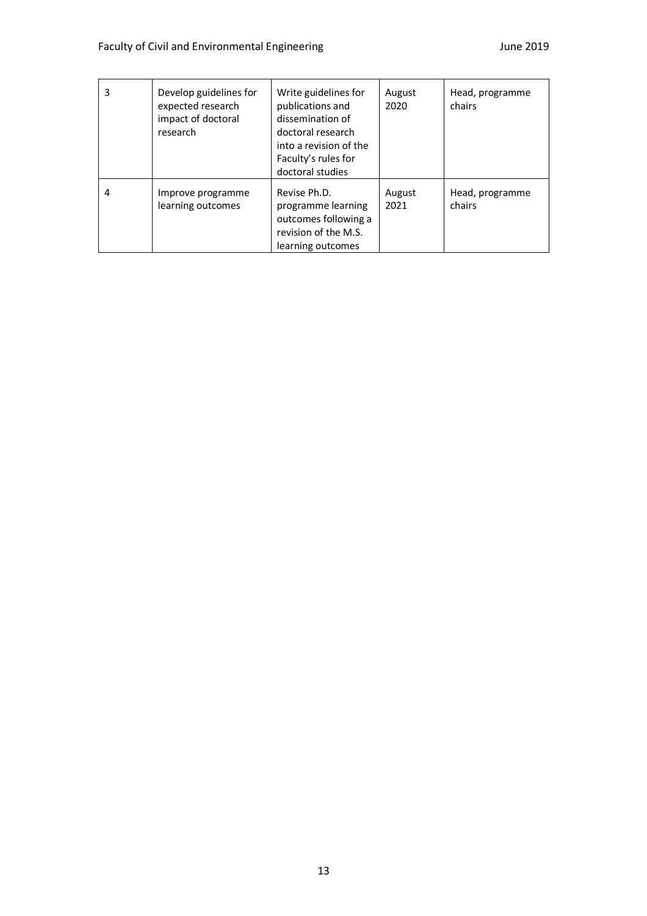| | | | | |
|---|---|---|---|---|
| 3 | Develop guidelines for expected research impact of doctoral research | Write guidelines for publications and dissemination of doctoral research into a revision of the Faculty's rules for doctoral studies | August 2020 | Head, programme chairs |
| 4 | Improve programme learning outcomes | Revise Ph.D. programme learning outcomes following a revision of the M.S. learning outcomes | August 2021 | Head, programme chairs |